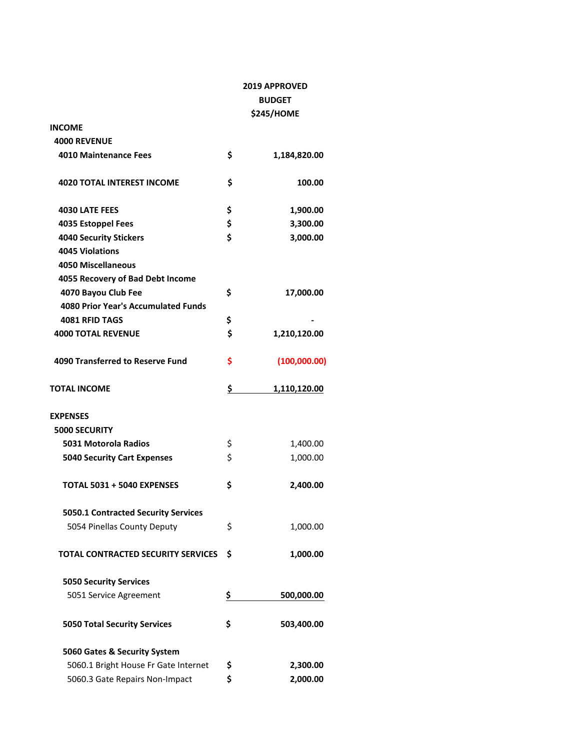| | | 2019 APPROVED BUDGET $245/HOME |
|---|---|---|
| **INCOME** | | |
| **4000 REVENUE** | | |
| **4010 Maintenance Fees** | **$** | **1,184,820.00** |
| **4020 TOTAL INTEREST INCOME** | **$** | **100.00** |
| **4030 LATE FEES** | **$** | **1,900.00** |
| **4035 Estoppel Fees** | **$** | **3,300.00** |
| **4040 Security Stickers** | **$** | **3,000.00** |
| **4045 Violations** | | |
| **4050 Miscellaneous** | | |
| **4055 Recovery of Bad Debt Income** | | |
| **4070 Bayou Club Fee** | **$** | **17,000.00** |
| **4080 Prior Year's Accumulated Funds** | | |
| **4081 RFID TAGS** | **$** | **-** |
| **4000 TOTAL REVENUE** | **$** | **1,210,120.00** |
| **4090 Transferred to Reserve Fund** | **$** | **(100,000.00)** |
| **TOTAL INCOME** | **$** | **1,110,120.00** |
| **EXPENSES** | | |
| **5000 SECURITY** | | |
| **5031 Motorola Radios** | $ | 1,400.00 |
| **5040 Security Cart Expenses** | $ | 1,000.00 |
| **TOTAL 5031 + 5040 EXPENSES** | **$** | **2,400.00** |
| **5050.1 Contracted Security Services** | | |
| 5054 Pinellas County Deputy | $ | 1,000.00 |
| **TOTAL CONTRACTED SECURITY SERVICES** | **$** | **1,000.00** |
| **5050 Security Services** | | |
| 5051 Service Agreement | **$** | **500,000.00** |
| **5050 Total Security Services** | **$** | **503,400.00** |
| **5060 Gates & Security System** | | |
| 5060.1 Bright House Fr Gate Internet | **$** | **2,300.00** |
| 5060.3 Gate Repairs Non-Impact | **$** | **2,000.00** |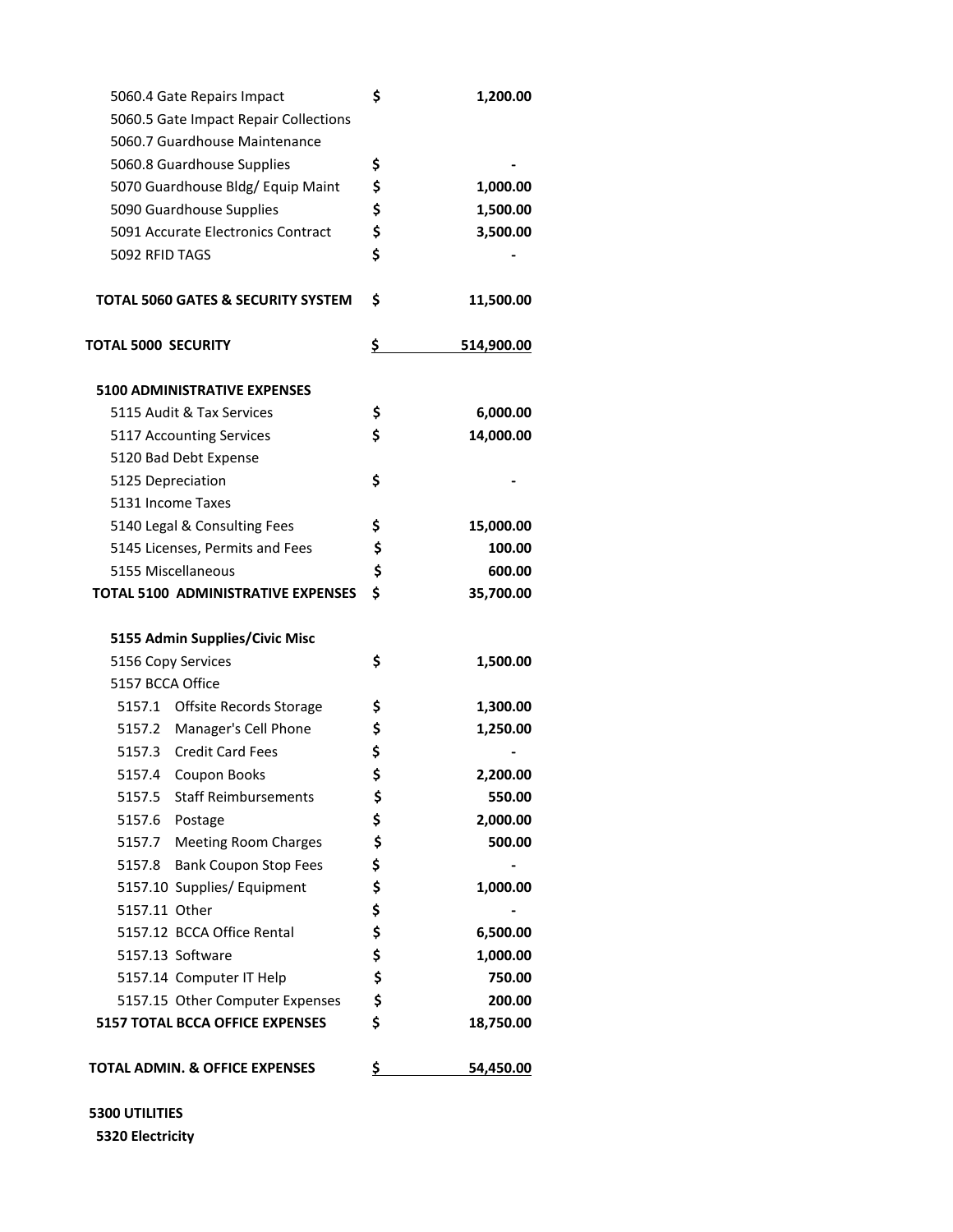| Account | | Amount |
|---|---|---|
| 5060.4 Gate Repairs Impact | $ | 1,200.00 |
| 5060.5 Gate Impact Repair Collections | | |
| 5060.7 Guardhouse Maintenance | | |
| 5060.8 Guardhouse Supplies | $ | - |
| 5070 Guardhouse Bldg/ Equip Maint | $ | 1,000.00 |
| 5090 Guardhouse Supplies | $ | 1,500.00 |
| 5091 Accurate Electronics Contract | $ | 3,500.00 |
| 5092 RFID TAGS | $ | - |
| | | |
| **TOTAL 5060 GATES & SECURITY SYSTEM** | **$** | **11,500.00** |
| | | |
| **TOTAL 5000 SECURITY** | **$** | **514,900.00** |
| | | |
| **5100 ADMINISTRATIVE EXPENSES** | | |
| 5115 Audit & Tax Services | $ | 6,000.00 |
| 5117 Accounting Services | $ | 14,000.00 |
| 5120 Bad Debt Expense | | |
| 5125 Depreciation | $ | - |
| 5131 Income Taxes | | |
| 5140 Legal & Consulting Fees | $ | 15,000.00 |
| 5145 Licenses, Permits and Fees | $ | 100.00 |
| 5155 Miscellaneous | $ | 600.00 |
| **TOTAL 5100 ADMINISTRATIVE EXPENSES** | **$** | **35,700.00** |
| | | |
| **5155 Admin Supplies/Civic Misc** | | |
| 5156 Copy Services | $ | 1,500.00 |
| 5157 BCCA Office | | |
| 5157.1 Offsite Records Storage | $ | 1,300.00 |
| 5157.2 Manager's Cell Phone | $ | 1,250.00 |
| 5157.3 Credit Card Fees | $ | - |
| 5157.4 Coupon Books | $ | 2,200.00 |
| 5157.5 Staff Reimbursements | $ | 550.00 |
| 5157.6 Postage | $ | 2,000.00 |
| 5157.7 Meeting Room Charges | $ | 500.00 |
| 5157.8 Bank Coupon Stop Fees | $ | - |
| 5157.10 Supplies/ Equipment | $ | 1,000.00 |
| 5157.11 Other | $ | - |
| 5157.12 BCCA Office Rental | $ | 6,500.00 |
| 5157.13 Software | $ | 1,000.00 |
| 5157.14 Computer IT Help | $ | 750.00 |
| 5157.15 Other Computer Expenses | $ | 200.00 |
| **5157 TOTAL BCCA OFFICE EXPENSES** | **$** | **18,750.00** |
| | | |
| **TOTAL ADMIN. & OFFICE EXPENSES** | **$** | **54,450.00** |
| | | |
| **5300 UTILITIES** | | |
| **5320 Electricity** | | |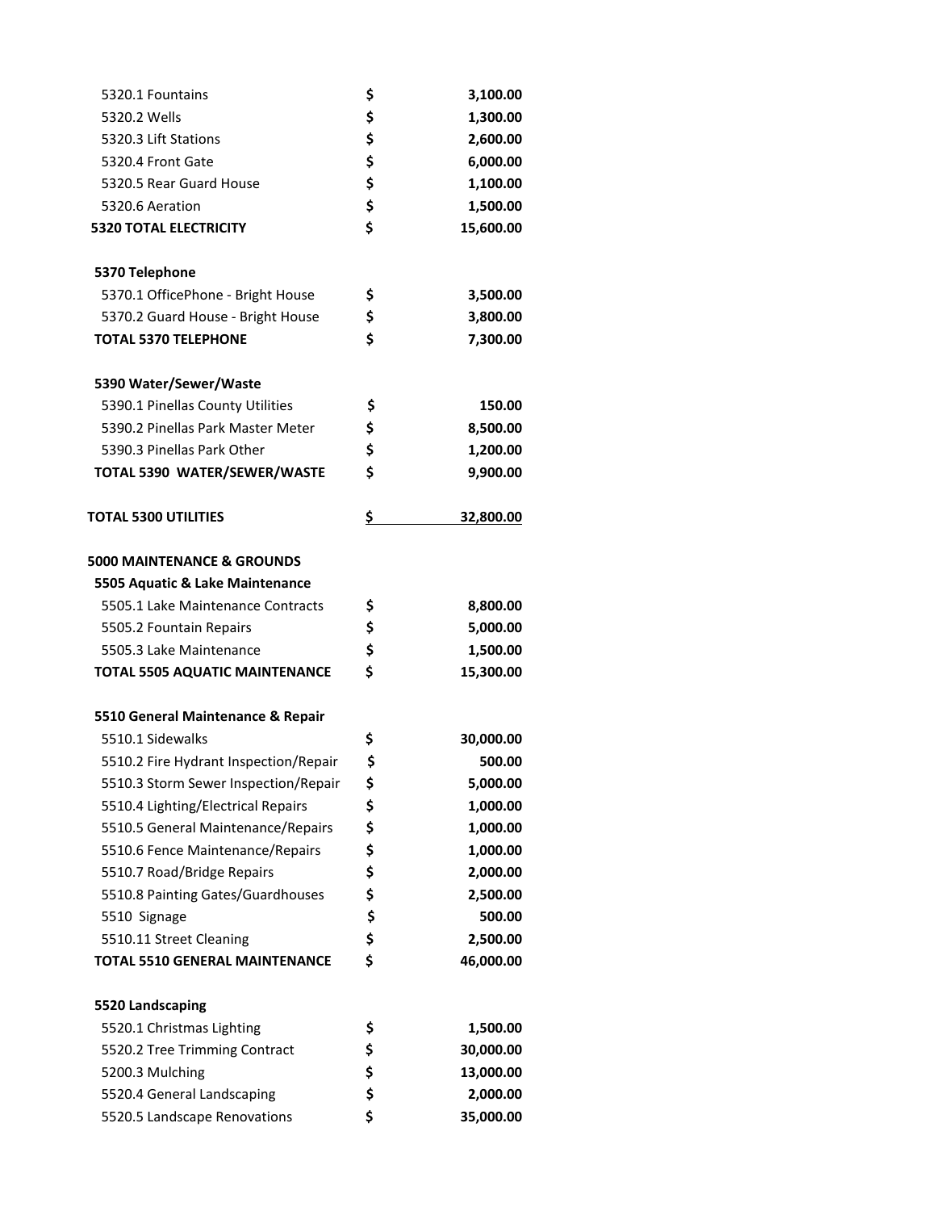| Item | | Amount |
|---|---|---|
| 5320.1 Fountains | $ | **3,100.00** |
| 5320.2 Wells | $ | **1,300.00** |
| 5320.3 Lift Stations | $ | **2,600.00** |
| 5320.4 Front Gate | $ | **6,000.00** |
| 5320.5 Rear Guard House | $ | **1,100.00** |
| 5320.6 Aeration | $ | **1,500.00** |
| **5320 TOTAL ELECTRICITY** | **$** | **15,600.00** |
| | | |
| **5370 Telephone** | | |
| 5370.1 OfficePhone - Bright House | $ | **3,500.00** |
| 5370.2 Guard House - Bright House | $ | **3,800.00** |
| **TOTAL 5370 TELEPHONE** | **$** | **7,300.00** |
| | | |
| **5390 Water/Sewer/Waste** | | |
| 5390.1 Pinellas County Utilities | $ | **150.00** |
| 5390.2 Pinellas Park Master Meter | $ | **8,500.00** |
| 5390.3 Pinellas Park Other | $ | **1,200.00** |
| **TOTAL 5390 WATER/SEWER/WASTE** | **$** | **9,900.00** |
| | | |
| **TOTAL 5300 UTILITIES** | **$** | **32,800.00** |
| | | |
| **5000 MAINTENANCE & GROUNDS** | | |
| **5505 Aquatic & Lake Maintenance** | | |
| 5505.1 Lake Maintenance Contracts | $ | **8,800.00** |
| 5505.2 Fountain Repairs | $ | **5,000.00** |
| 5505.3 Lake Maintenance | $ | **1,500.00** |
| **TOTAL 5505 AQUATIC MAINTENANCE** | **$** | **15,300.00** |
| | | |
| **5510 General Maintenance & Repair** | | |
| 5510.1 Sidewalks | $ | **30,000.00** |
| 5510.2 Fire Hydrant Inspection/Repair | $ | **500.00** |
| 5510.3 Storm Sewer Inspection/Repair | $ | **5,000.00** |
| 5510.4 Lighting/Electrical Repairs | $ | **1,000.00** |
| 5510.5 General Maintenance/Repairs | $ | **1,000.00** |
| 5510.6 Fence Maintenance/Repairs | $ | **1,000.00** |
| 5510.7 Road/Bridge Repairs | $ | **2,000.00** |
| 5510.8 Painting Gates/Guardhouses | $ | **2,500.00** |
| 5510 Signage | $ | **500.00** |
| 5510.11 Street Cleaning | $ | **2,500.00** |
| **TOTAL 5510 GENERAL MAINTENANCE** | **$** | **46,000.00** |
| | | |
| **5520 Landscaping** | | |
| 5520.1 Christmas Lighting | $ | **1,500.00** |
| 5520.2 Tree Trimming Contract | $ | **30,000.00** |
| 5200.3 Mulching | $ | **13,000.00** |
| 5520.4 General Landscaping | $ | **2,000.00** |
| 5520.5 Landscape Renovations | $ | **35,000.00** |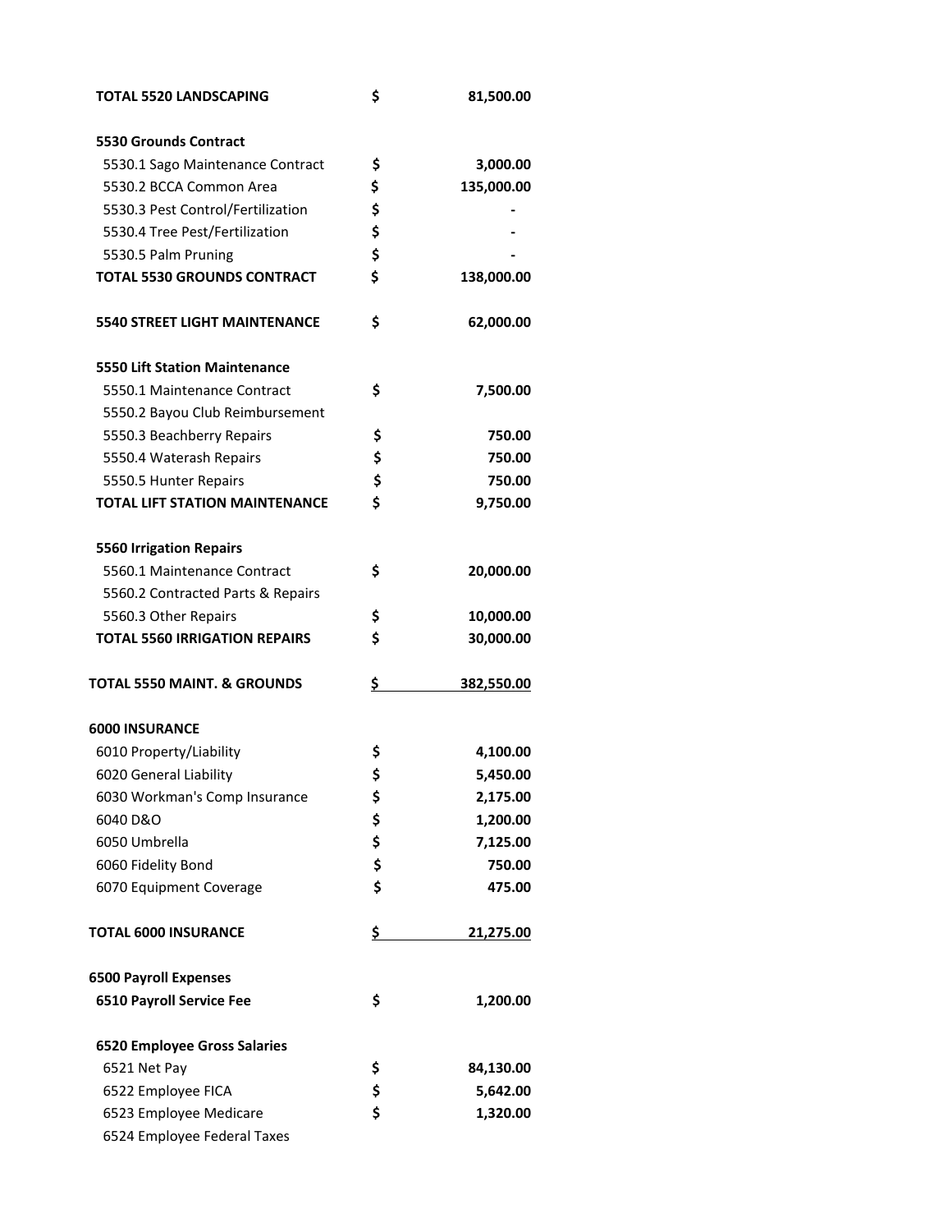| Item | | Amount |
|---|---|---|
| **TOTAL 5520 LANDSCAPING** | **$** | **81,500.00** |
| | | |
| **5530 Grounds Contract** | | |
| 5530.1 Sago Maintenance Contract | **$** | **3,000.00** |
| 5530.2 BCCA Common Area | **$** | **135,000.00** |
| 5530.3 Pest Control/Fertilization | **$** | **-** |
| 5530.4 Tree Pest/Fertilization | **$** | **-** |
| 5530.5 Palm Pruning | **$** | **-** |
| **TOTAL 5530 GROUNDS CONTRACT** | **$** | **138,000.00** |
| | | |
| **5540 STREET LIGHT MAINTENANCE** | **$** | **62,000.00** |
| | | |
| **5550 Lift Station Maintenance** | | |
| 5550.1 Maintenance Contract | **$** | **7,500.00** |
| 5550.2 Bayou Club Reimbursement | | |
| 5550.3 Beachberry Repairs | **$** | **750.00** |
| 5550.4 Waterash Repairs | **$** | **750.00** |
| 5550.5 Hunter Repairs | **$** | **750.00** |
| **TOTAL LIFT STATION MAINTENANCE** | **$** | **9,750.00** |
| | | |
| **5560 Irrigation Repairs** | | |
| 5560.1 Maintenance Contract | **$** | **20,000.00** |
| 5560.2 Contracted Parts & Repairs | | |
| 5560.3 Other Repairs | **$** | **10,000.00** |
| **TOTAL 5560 IRRIGATION REPAIRS** | **$** | **30,000.00** |
| | | |
| **TOTAL 5550 MAINT. & GROUNDS** | **$** | **382,550.00** |
| | | |
| **6000 INSURANCE** | | |
| 6010 Property/Liability | **$** | **4,100.00** |
| 6020 General Liability | **$** | **5,450.00** |
| 6030 Workman's Comp Insurance | **$** | **2,175.00** |
| 6040 D&O | **$** | **1,200.00** |
| 6050 Umbrella | **$** | **7,125.00** |
| 6060 Fidelity Bond | **$** | **750.00** |
| 6070 Equipment Coverage | **$** | **475.00** |
| | | |
| **TOTAL 6000 INSURANCE** | **$** | **21,275.00** |
| | | |
| **6500 Payroll Expenses** | | |
| **6510 Payroll Service Fee** | **$** | **1,200.00** |
| | | |
| **6520 Employee Gross Salaries** | | |
| 6521 Net Pay | **$** | **84,130.00** |
| 6522 Employee FICA | **$** | **5,642.00** |
| 6523 Employee Medicare | **$** | **1,320.00** |
| 6524 Employee Federal Taxes | | |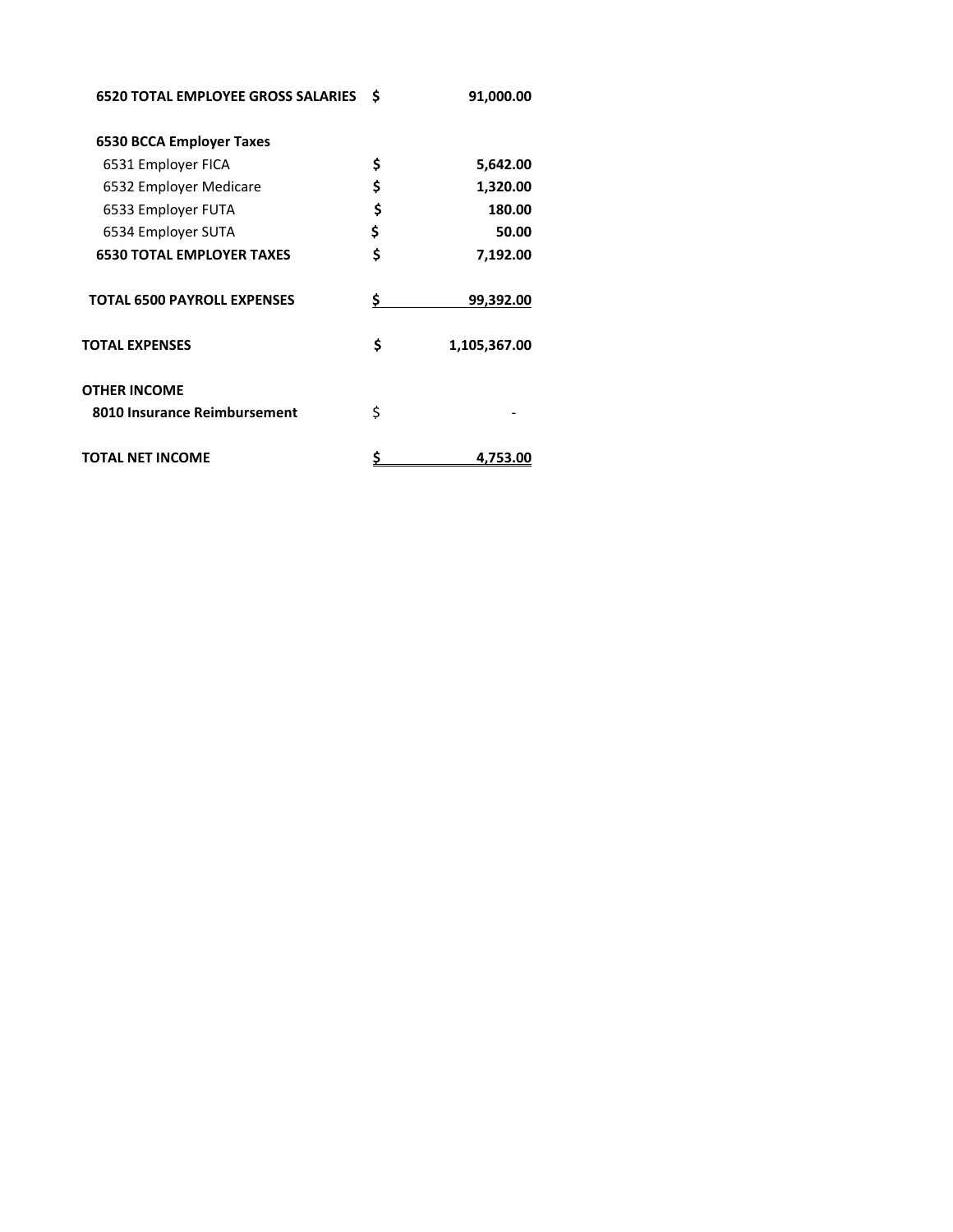| | | |
|---|---|---|
| **6520 TOTAL EMPLOYEE GROSS SALARIES** | **$** | **91,000.00** |
| | | |
| **6530 BCCA Employer Taxes** | | |
| 6531 Employer FICA | **$** | **5,642.00** |
| 6532 Employer Medicare | **$** | **1,320.00** |
| 6533 Employer FUTA | **$** | **180.00** |
| 6534 Employer SUTA | **$** | **50.00** |
| **6530 TOTAL EMPLOYER TAXES** | **$** | **7,192.00** |
| | | |
| **TOTAL 6500 PAYROLL EXPENSES** | **$** | **99,392.00** |
| | | |
| **TOTAL EXPENSES** | **$** | **1,105,367.00** |
| | | |
| **OTHER INCOME** | | |
| **8010 Insurance Reimbursement** | $ | - |
| | | |
| **TOTAL NET INCOME** | **$** | **4,753.00** |